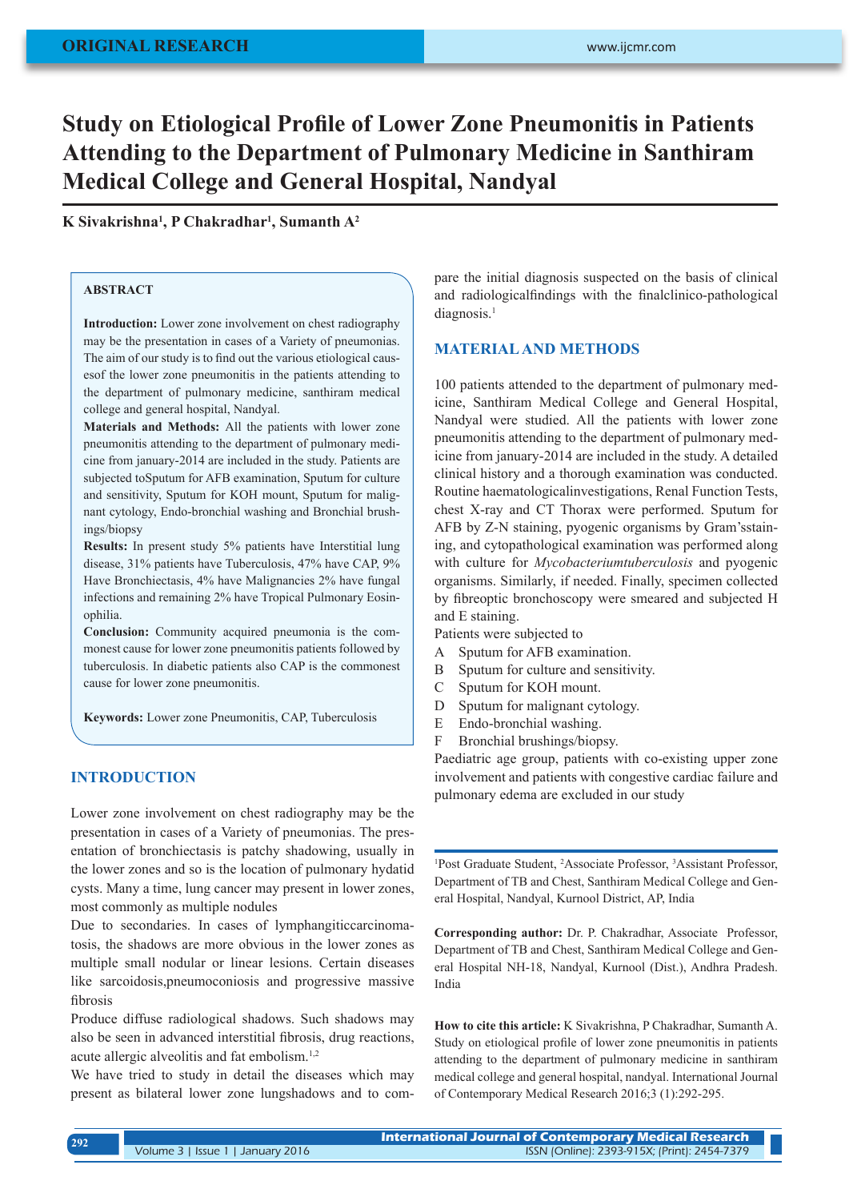# Study on Etiological Profile of Lower Zone Pneumonitis in Patients Attending to the Department of Pulmonary Medicine in Santhiram Medical College and General Hospital, Nandyal

**K Sivakrishna[1], P Chakradhar[1], Sumanth A[2]**

### ABSTRACT

**Introduction:** Lower zone involvement on chest radiography may be the presentation in cases of a Variety of pneumonias. The aim of our study is to find out the various etiological causesof the lower zone pneumonitis in the patients attending to the department of pulmonary medicine, santhiram medical college and general hospital, Nandyal.

**Materials and Methods:** All the patients with lower zone pneumonitis attending to the department of pulmonary medicine from january-2014 are included in the study. Patients are subjected toSputum for AFB examination, Sputum for culture and sensitivity, Sputum for KOH mount, Sputum for malignant cytology, Endo-bronchial washing and Bronchial brushings/biopsy

**Results:** In present study 5% patients have Interstitial lung disease, 31% patients have Tuberculosis, 47% have CAP, 9% Have Bronchiectasis, 4% have Malignancies 2% have fungal infections and remaining 2% have Tropical Pulmonary Eosinophilia.

**Conclusion:** Community acquired pneumonia is the commonest cause for lower zone pneumonitis patients followed by tuberculosis. In diabetic patients also CAP is the commonest cause for lower zone pneumonitis.

**Keywords:** Lower zone Pneumonitis, CAP, Tuberculosis

## INTRODUCTION

Lower zone involvement on chest radiography may be the presentation in cases of a Variety of pneumonias. The presentation of bronchiectasis is patchy shadowing, usually in the lower zones and so is the location of pulmonary hydatid cysts. Many a time, lung cancer may present in lower zones, most commonly as multiple nodules

Due to secondaries. In cases of lymphangiticcarcinomatosis, the shadows are more obvious in the lower zones as multiple small nodular or linear lesions. Certain diseases like sarcoidosis,pneumoconiosis and progressive massive fibrosis

Produce diffuse radiological shadows. Such shadows may also be seen in advanced interstitial fibrosis, drug reactions, acute allergic alveolitis and fat embolism.[1,2]

We have tried to study in detail the diseases which may present as bilateral lower zone lungshadows and to compare the initial diagnosis suspected on the basis of clinical and radiologicalfindings with the finalclinico-pathological diagnosis.[1]

## MATERIAL AND METHODS

100 patients attended to the department of pulmonary medicine, Santhiram Medical College and General Hospital, Nandyal were studied. All the patients with lower zone pneumonitis attending to the department of pulmonary medicine from january-2014 are included in the study. A detailed clinical history and a thorough examination was conducted. Routine haematologicalinvestigations, Renal Function Tests, chest X-ray and CT Thorax were performed. Sputum for AFB by Z-N staining, pyogenic organisms by Gram'sstaining, and cytopathological examination was performed along with culture for *Mycobacteriumtuberculosis* and pyogenic organisms. Similarly, if needed. Finally, specimen collected by fibreoptic bronchoscopy were smeared and subjected H and E staining.

Patients were subjected to

A Sputum for AFB examination.
B Sputum for culture and sensitivity.
C Sputum for KOH mount.
D Sputum for malignant cytology.
E Endo-bronchial washing.
F Bronchial brushings/biopsy.

Paediatric age group, patients with co-existing upper zone involvement and patients with congestive cardiac failure and pulmonary edema are excluded in our study

[1]Post Graduate Student, [2]Associate Professor, [3]Assistant Professor, Department of TB and Chest, Santhiram Medical College and General Hospital, Nandyal, Kurnool District, AP, India

**Corresponding author:** Dr. P. Chakradhar, Associate Professor, Department of TB and Chest, Santhiram Medical College and General Hospital NH-18, Nandyal, Kurnool (Dist.), Andhra Pradesh. India

**How to cite this article:** K Sivakrishna, P Chakradhar, Sumanth A. Study on etiological profile of lower zone pneumonitis in patients attending to the department of pulmonary medicine in santhiram medical college and general hospital, nandyal. International Journal of Contemporary Medical Research 2016;3 (1):292-295.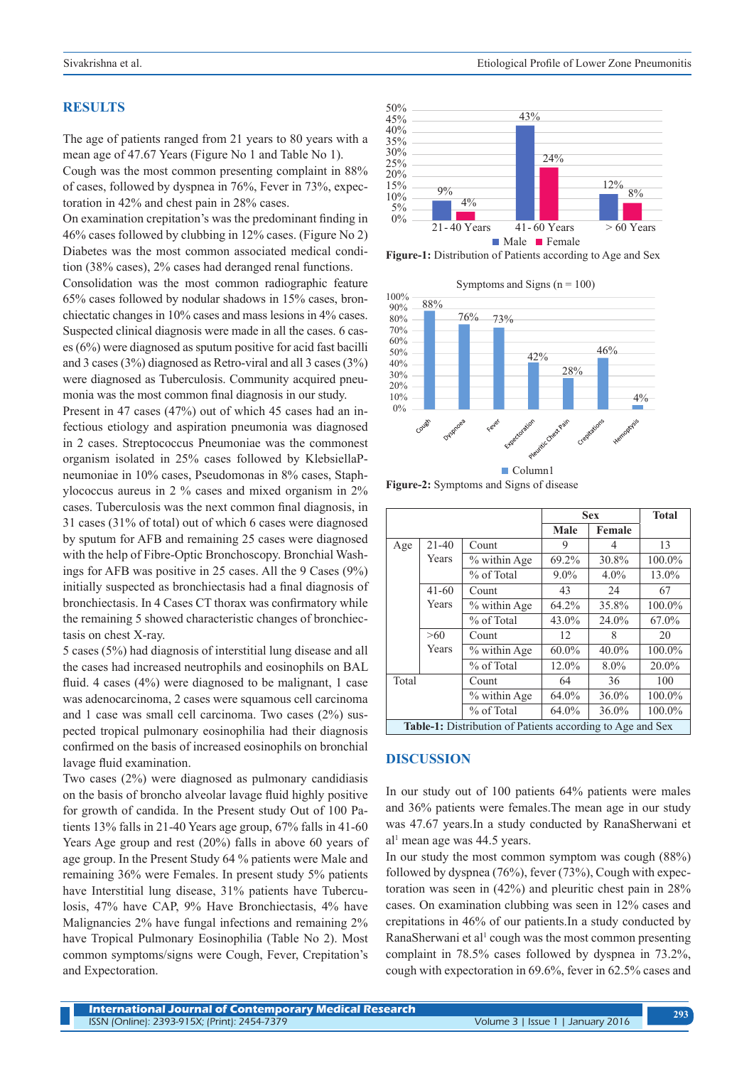## RESULTS

The age of patients ranged from 21 years to 80 years with a mean age of 47.67 Years (Figure No 1 and Table No 1).

Cough was the most common presenting complaint in 88% of cases, followed by dyspnea in 76%, Fever in 73%, expectoration in 42% and chest pain in 28% cases.

On examination crepitation's was the predominant finding in 46% cases followed by clubbing in 12% cases. (Figure No 2)

Diabetes was the most common associated medical condition (38% cases), 2% cases had deranged renal functions.

Consolidation was the most common radiographic feature 65% cases followed by nodular shadows in 15% cases, bronchiectatic changes in 10% cases and mass lesions in 4% cases.

Suspected clinical diagnosis were made in all the cases. 6 cases (6%) were diagnosed as sputum positive for acid fast bacilli and 3 cases (3%) diagnosed as Retro-viral and all 3 cases (3%) were diagnosed as Tuberculosis. Community acquired pneumonia was the most common final diagnosis in our study.

Present in 47 cases (47%) out of which 45 cases had an infectious etiology and aspiration pneumonia was diagnosed in 2 cases. Streptococcus Pneumoniae was the commonest organism isolated in 25% cases followed by KlebsiellaPneumoniae in 10% cases, Pseudomonas in 8% cases, Staphylococcus aureus in 2 % cases and mixed organism in 2% cases. Tuberculosis was the next common final diagnosis, in 31 cases (31% of total) out of which 6 cases were diagnosed by sputum for AFB and remaining 25 cases were diagnosed with the help of Fibre-Optic Bronchoscopy. Bronchial Washings for AFB was positive in 25 cases. All the 9 Cases (9%) initially suspected as bronchiectasis had a final diagnosis of bronchiectasis. In 4 Cases CT thorax was confirmatory while the remaining 5 showed characteristic changes of bronchiectasis on chest X-ray.

5 cases (5%) had diagnosis of interstitial lung disease and all the cases had increased neutrophils and eosinophils on BAL fluid. 4 cases (4%) were diagnosed to be malignant, 1 case was adenocarcinoma, 2 cases were squamous cell carcinoma and 1 case was small cell carcinoma. Two cases (2%) suspected tropical pulmonary eosinophilia had their diagnosis confirmed on the basis of increased eosinophils on bronchial lavage fluid examination.

Two cases (2%) were diagnosed as pulmonary candidiasis on the basis of broncho alveolar lavage fluid highly positive for growth of candida. In the Present study Out of 100 Patients 13% falls in 21-40 Years age group, 67% falls in 41-60 Years Age group and rest (20%) falls in above 60 years of age group. In the Present Study 64 % patients were Male and remaining 36% were Females. In present study 5% patients have Interstitial lung disease, 31% patients have Tuberculosis, 47% have CAP, 9% Have Bronchiectasis, 4% have Malignancies 2% have fungal infections and remaining 2% have Tropical Pulmonary Eosinophilia (Table No 2). Most common symptoms/signs were Cough, Fever, Crepitation's and Expectoration.

| | Male | Female |
|---|---|---|
| 21 - 40 Years | 9% | 4% |
| 41 - 60 Years | 43% | 24% |
| > 60 Years | 12% | 8% |

**Figure-1:** Distribution of Patients according to Age and Sex

Symptoms and Signs (n = 100)

| Symptom/Sign | Column1 |
|---|---|
| Cough | 88% |
| Dyspnoea | 76% |
| Fever | 73% |
| Expectoration | 42% |
| Pleuritic Chest Pain | 28% |
| Crepitations | 46% |
| Hemoptysis | 4% |

**Figure-2:** Symptoms and Signs of disease

| | | | Sex | | Total |
|---|---|---|---|---|---|
| | | | Male | Female | |
| Age | 21-40 Years | Count | 9 | 4 | 13 |
| | | % within Age | 69.2% | 30.8% | 100.0% |
| | | % of Total | 9.0% | 4.0% | 13.0% |
| | 41-60 Years | Count | 43 | 24 | 67 |
| | | % within Age | 64.2% | 35.8% | 100.0% |
| | | % of Total | 43.0% | 24.0% | 67.0% |
| | >60 Years | Count | 12 | 8 | 20 |
| | | % within Age | 60.0% | 40.0% | 100.0% |
| | | % of Total | 12.0% | 8.0% | 20.0% |
| Total | | Count | 64 | 36 | 100 |
| | | % within Age | 64.0% | 36.0% | 100.0% |
| | | % of Total | 64.0% | 36.0% | 100.0% |

**Table-1:** Distribution of Patients according to Age and Sex

## DISCUSSION

In our study out of 100 patients 64% patients were males and 36% patients were females.The mean age in our study was 47.67 years.In a study conducted by RanaSherwani et al[1] mean age was 44.5 years.

In our study the most common symptom was cough (88%) followed by dyspnea (76%), fever (73%), Cough with expectoration was seen in (42%) and pleuritic chest pain in 28% cases. On examination clubbing was seen in 12% cases and crepitations in 46% of our patients.In a study conducted by RanaSherwani et al[1] cough was the most common presenting complaint in 78.5% cases followed by dyspnea in 73.2%, cough with expectoration in 69.6%, fever in 62.5% cases and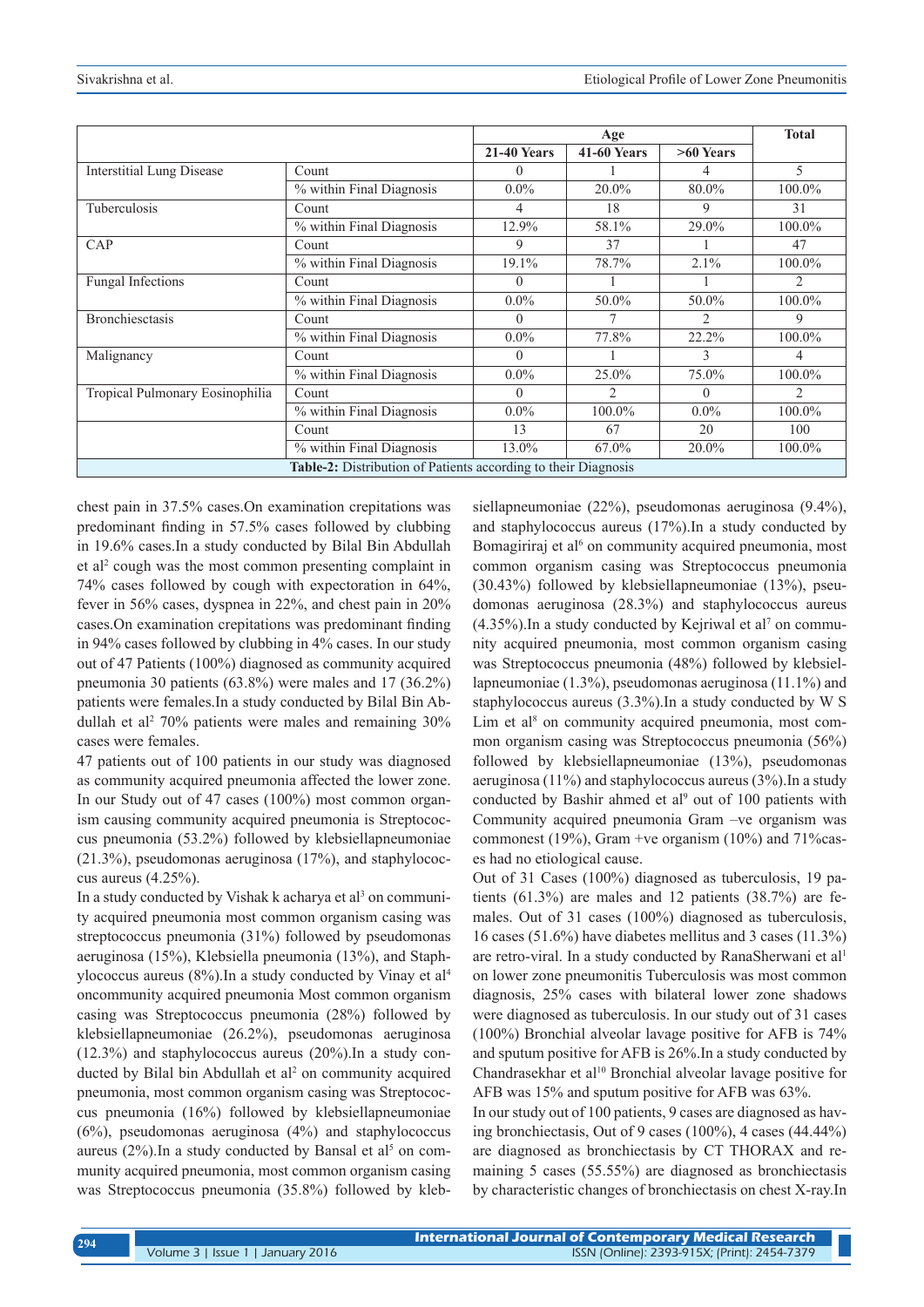| | | Age | | | Total |
|---|---|---|---|---|---|
| | | 21-40 Years | 41-60 Years | >60 Years | |
| Interstitial Lung Disease | Count | 0 | 1 | 4 | 5 |
| | % within Final Diagnosis | 0.0% | 20.0% | 80.0% | 100.0% |
| Tuberculosis | Count | 4 | 18 | 9 | 31 |
| | % within Final Diagnosis | 12.9% | 58.1% | 29.0% | 100.0% |
| CAP | Count | 9 | 37 | 1 | 47 |
| | % within Final Diagnosis | 19.1% | 78.7% | 2.1% | 100.0% |
| Fungal Infections | Count | 0 | 1 | 1 | 2 |
| | % within Final Diagnosis | 0.0% | 50.0% | 50.0% | 100.0% |
| Bronchiesctasis | Count | 0 | 7 | 2 | 9 |
| | % within Final Diagnosis | 0.0% | 77.8% | 22.2% | 100.0% |
| Malignancy | Count | 0 | 1 | 3 | 4 |
| | % within Final Diagnosis | 0.0% | 25.0% | 75.0% | 100.0% |
| Tropical Pulmonary Eosinophilia | Count | 0 | 2 | 0 | 2 |
| | % within Final Diagnosis | 0.0% | 100.0% | 0.0% | 100.0% |
| | Count | 13 | 67 | 20 | 100 |
| | % within Final Diagnosis | 13.0% | 67.0% | 20.0% | 100.0% |

**Table-2:** Distribution of Patients according to their Diagnosis

chest pain in 37.5% cases.On examination crepitations was predominant finding in 57.5% cases followed by clubbing in 19.6% cases.In a study conducted by Bilal Bin Abdullah et al[2] cough was the most common presenting complaint in 74% cases followed by cough with expectoration in 64%, fever in 56% cases, dyspnea in 22%, and chest pain in 20% cases.On examination crepitations was predominant finding in 94% cases followed by clubbing in 4% cases. In our study out of 47 Patients (100%) diagnosed as community acquired pneumonia 30 patients (63.8%) were males and 17 (36.2%) patients were females.In a study conducted by Bilal Bin Abdullah et al[2] 70% patients were males and remaining 30% cases were females.

47 patients out of 100 patients in our study was diagnosed as community acquired pneumonia affected the lower zone. In our Study out of 47 cases (100%) most common organism causing community acquired pneumonia is Streptococcus pneumonia (53.2%) followed by klebsiellapneumoniae (21.3%), pseudomonas aeruginosa (17%), and staphylococcus aureus (4.25%).

In a study conducted by Vishak k acharya et al[3] on community acquired pneumonia most common organism casing was streptococcus pneumonia (31%) followed by pseudomonas aeruginosa (15%), Klebsiella pneumonia (13%), and Staphylococcus aureus (8%).In a study conducted by Vinay et al[4] oncommunity acquired pneumonia Most common organism casing was Streptococcus pneumonia (28%) followed by klebsiellapneumoniae (26.2%), pseudomonas aeruginosa (12.3%) and staphylococcus aureus (20%).In a study conducted by Bilal bin Abdullah et al[2] on community acquired pneumonia, most common organism casing was Streptococcus pneumonia (16%) followed by klebsiellapneumoniae (6%), pseudomonas aeruginosa (4%) and staphylococcus aureus (2%).In a study conducted by Bansal et al[5] on community acquired pneumonia, most common organism casing was Streptococcus pneumonia (35.8%) followed by klebsiellapneumoniae (22%), pseudomonas aeruginosa (9.4%), and staphylococcus aureus (17%).In a study conducted by Bomagiriraj et al[6] on community acquired pneumonia, most common organism casing was Streptococcus pneumonia (30.43%) followed by klebsiellapneumoniae (13%), pseudomonas aeruginosa (28.3%) and staphylococcus aureus (4.35%).In a study conducted by Kejriwal et al[7] on community acquired pneumonia, most common organism casing was Streptococcus pneumonia (48%) followed by klebsiellapneumoniae (1.3%), pseudomonas aeruginosa (11.1%) and staphylococcus aureus (3.3%).In a study conducted by W S Lim et al[8] on community acquired pneumonia, most common organism casing was Streptococcus pneumonia (56%) followed by klebsiellapneumoniae (13%), pseudomonas aeruginosa (11%) and staphylococcus aureus (3%).In a study conducted by Bashir ahmed et al[9] out of 100 patients with Community acquired pneumonia Gram –ve organism was commonest (19%), Gram +ve organism (10%) and 71%cases had no etiological cause.

Out of 31 Cases (100%) diagnosed as tuberculosis, 19 patients (61.3%) are males and 12 patients (38.7%) are females. Out of 31 cases (100%) diagnosed as tuberculosis, 16 cases (51.6%) have diabetes mellitus and 3 cases (11.3%) are retro-viral. In a study conducted by RanaSherwani et al[1] on lower zone pneumonitis Tuberculosis was most common diagnosis, 25% cases with bilateral lower zone shadows were diagnosed as tuberculosis. In our study out of 31 cases (100%) Bronchial alveolar lavage positive for AFB is 74% and sputum positive for AFB is 26%.In a study conducted by Chandrasekhar et al[10] Bronchial alveolar lavage positive for AFB was 15% and sputum positive for AFB was 63%.

In our study out of 100 patients, 9 cases are diagnosed as having bronchiectasis, Out of 9 cases (100%), 4 cases (44.44%) are diagnosed as bronchiectasis by CT THORAX and remaining 5 cases (55.55%) are diagnosed as bronchiectasis by characteristic changes of bronchiectasis on chest X-ray.In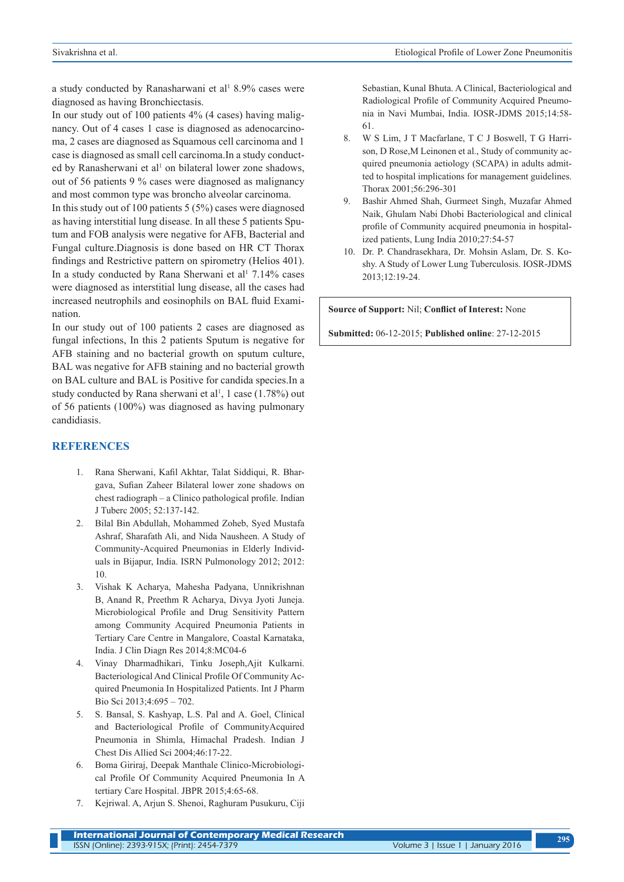a study conducted by Ranasharwani et al[1] 8.9% cases were diagnosed as having Bronchiectasis.

In our study out of 100 patients 4% (4 cases) having malignancy. Out of 4 cases 1 case is diagnosed as adenocarcinoma, 2 cases are diagnosed as Squamous cell carcinoma and 1 case is diagnosed as small cell carcinoma.In a study conducted by Ranasherwani et al[1] on bilateral lower zone shadows, out of 56 patients 9 % cases were diagnosed as malignancy and most common type was broncho alveolar carcinoma.

In this study out of 100 patients 5 (5%) cases were diagnosed as having interstitial lung disease. In all these 5 patients Sputum and FOB analysis were negative for AFB, Bacterial and Fungal culture.Diagnosis is done based on HR CT Thorax findings and Restrictive pattern on spirometry (Helios 401). In a study conducted by Rana Sherwani et al[1] 7.14% cases were diagnosed as interstitial lung disease, all the cases had increased neutrophils and eosinophils on BAL fluid Examination.

In our study out of 100 patients 2 cases are diagnosed as fungal infections, In this 2 patients Sputum is negative for AFB staining and no bacterial growth on sputum culture, BAL was negative for AFB staining and no bacterial growth on BAL culture and BAL is Positive for candida species.In a study conducted by Rana sherwani et al[1], 1 case (1.78%) out of 56 patients (100%) was diagnosed as having pulmonary candidiasis.

## REFERENCES

1. Rana Sherwani, Kafil Akhtar, Talat Siddiqui, R. Bhargava, Sufian Zaheer Bilateral lower zone shadows on chest radiograph – a Clinico pathological profile. Indian J Tuberc 2005; 52:137-142.
2. Bilal Bin Abdullah, Mohammed Zoheb, Syed Mustafa Ashraf, Sharafath Ali, and Nida Nausheen. A Study of Community-Acquired Pneumonias in Elderly Individuals in Bijapur, India. ISRN Pulmonology 2012; 2012: 10.
3. Vishak K Acharya, Mahesha Padyana, Unnikrishnan B, Anand R, Preethm R Acharya, Divya Jyoti Juneja. Microbiological Profile and Drug Sensitivity Pattern among Community Acquired Pneumonia Patients in Tertiary Care Centre in Mangalore, Coastal Karnataka, India. J Clin Diagn Res 2014;8:MC04-6
4. Vinay Dharmadhikari, Tinku Joseph,Ajit Kulkarni. Bacteriological And Clinical Profile Of Community Acquired Pneumonia In Hospitalized Patients. Int J Pharm Bio Sci 2013;4:695 – 702.
5. S. Bansal, S. Kashyap, L.S. Pal and A. Goel, Clinical and Bacteriological Profile of CommunityAcquired Pneumonia in Shimla, Himachal Pradesh. Indian J Chest Dis Allied Sci 2004;46:17-22.
6. Boma Giriraj, Deepak Manthale Clinico-Microbiological Profile Of Community Acquired Pneumonia In A tertiary Care Hospital. JBPR 2015;4:65-68.
7. Kejriwal. A, Arjun S. Shenoi, Raghuram Pusukuru, Ciji Sebastian, Kunal Bhuta. A Clinical, Bacteriological and Radiological Profile of Community Acquired Pneumonia in Navi Mumbai, India. IOSR-JDMS 2015;14:58-61.
8. W S Lim, J T Macfarlane, T C J Boswell, T G Harrison, D Rose,M Leinonen et al., Study of community acquired pneumonia aetiology (SCAPA) in adults admitted to hospital implications for management guidelines. Thorax 2001;56:296-301
9. Bashir Ahmed Shah, Gurmeet Singh, Muzafar Ahmed Naik, Ghulam Nabi Dhobi Bacteriological and clinical profile of Community acquired pneumonia in hospitalized patients, Lung India 2010;27:54-57
10. Dr. P. Chandrasekhara, Dr. Mohsin Aslam, Dr. S. Koshy. A Study of Lower Lung Tuberculosis. IOSR-JDMS 2013;12:19-24.

**Source of Support:** Nil; **Conflict of Interest:** None

**Submitted:** 06-12-2015; **Published online**: 27-12-2015